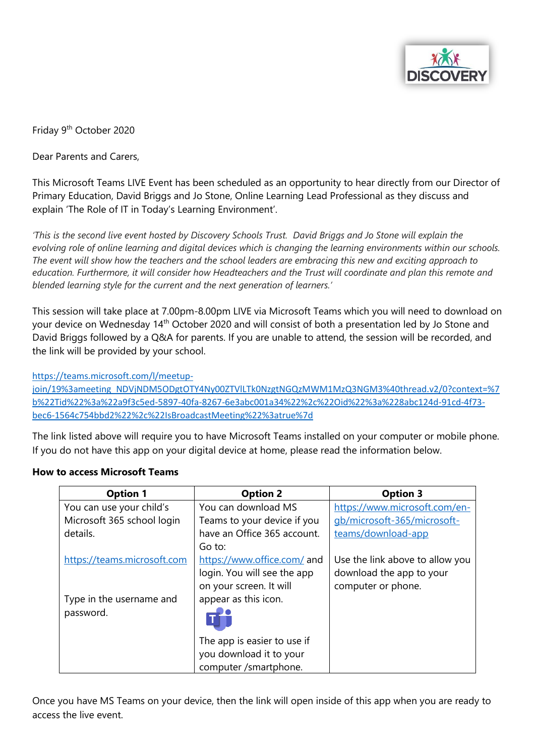Friday 9th October 2020

Dear Parents and Carers,

This Microsoft Teams LIVE Event has been scheduled as an opportunity to hear directly from our Director of Primary Education, David Briggs and Jo Stone, Online Learning Lead Professional as they discuss and explain 'The Role of IT in Today's Learning Environment'.

*'This is the second live event hosted by Discovery Schools Trust. David Briggs and Jo Stone will explain the evolving role of online learning and digital devices which is changing the learning environments within our schools. The event will show how the teachers and the school leaders are embracing this new and exciting approach to education. Furthermore, it will consider how Headteachers and the Trust will coordinate and plan this remote and blended learning style for the current and the next generation of learners.'*

This session will take place at 7.00pm-8.00pm LIVE via Microsoft Teams which you will need to download on your device on Wednesday 14th October 2020 and will consist of both a presentation led by Jo Stone and David Briggs followed by a Q&A for parents. If you are unable to attend, the session will be recorded, and the link will be provided by your school.

https://teams.microsoft.com/l/meetup-join/19%3ameeting_NDVjNDM5ODgtOTY4Ny00ZTVlLTk0NzgtNGQzMWM1MzQ3NGM3%40thread.v2/0?context=%7b%22Tid%22%3a%22a9f3c5ed-5897-40fa-8267-6e3abc001a34%22%2c%22Oid%22%3a%228abc124d-91cd-4f73-bec6-1564c754bbd2%22%2c%22IsBroadcastMeeting%22%3atrue%7d

The link listed above will require you to have Microsoft Teams installed on your computer or mobile phone. If you do not have this app on your digital device at home, please read the information below.

**How to access Microsoft Teams**

| Option 1 | Option 2 | Option 3 |
|---|---|---|
| You can use your child's Microsoft 365 school login details.<br><br>https://teams.microsoft.com<br><br>Type in the username and password. | You can download MS Teams to your device if you have an Office 365 account. Go to:<br><br>https://www.office.com/ and login. You will see the app on your screen. It will appear as this icon.<br><br>The app is easier to use if you download it to your computer /smartphone. | https://www.microsoft.com/en-gb/microsoft-365/microsoft-teams/download-app<br><br>Use the link above to allow you download the app to your computer or phone. |

Once you have MS Teams on your device, then the link will open inside of this app when you are ready to access the live event.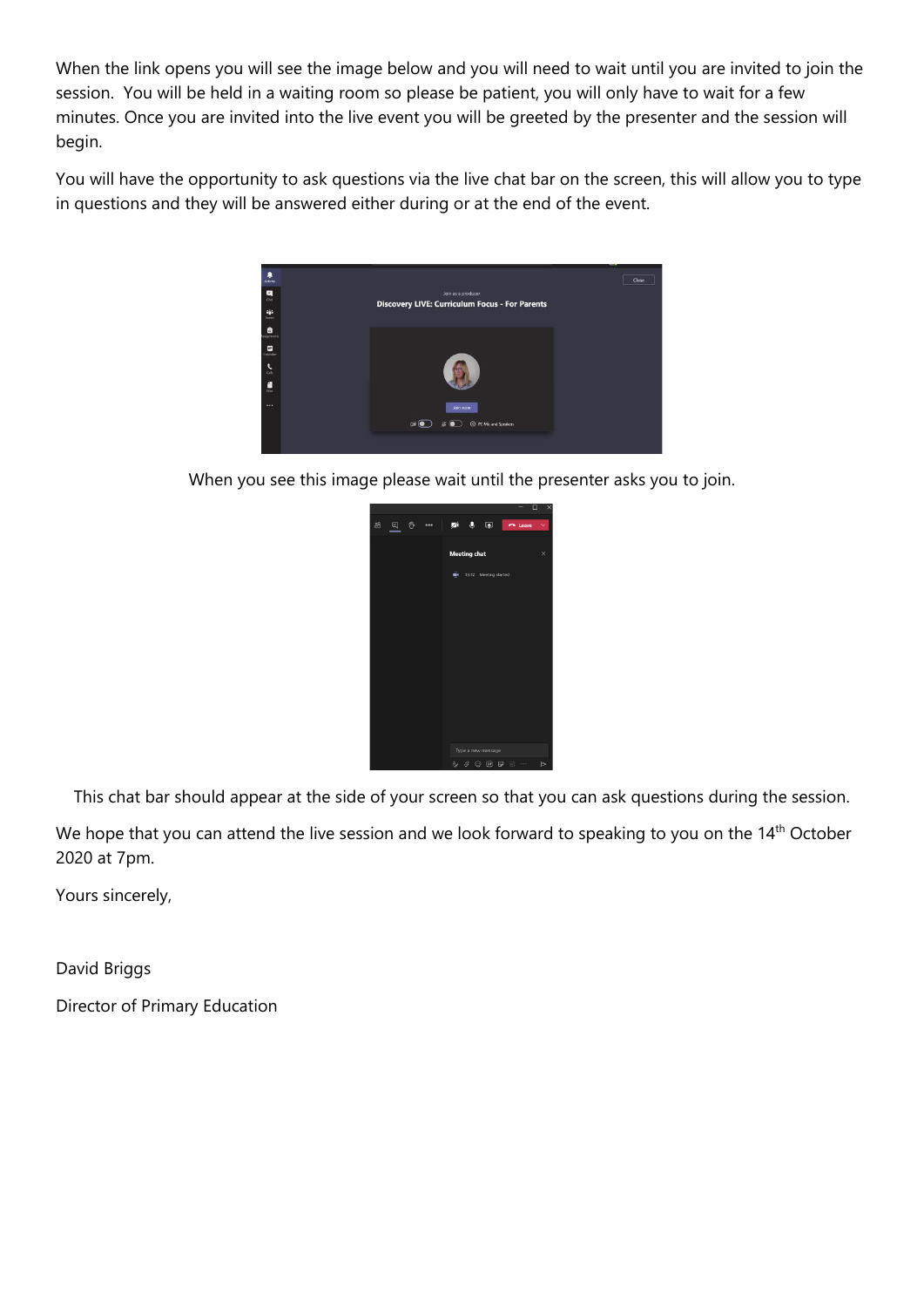When the link opens you will see the image below and you will need to wait until you are invited to join the session. You will be held in a waiting room so please be patient, you will only have to wait for a few minutes. Once you are invited into the live event you will be greeted by the presenter and the session will begin.

You will have the opportunity to ask questions via the live chat bar on the screen, this will allow you to type in questions and they will be answered either during or at the end of the event.

When you see this image please wait until the presenter asks you to join.

This chat bar should appear at the side of your screen so that you can ask questions during the session.

We hope that you can attend the live session and we look forward to speaking to you on the 14th October 2020 at 7pm.

Yours sincerely,

David Briggs

Director of Primary Education